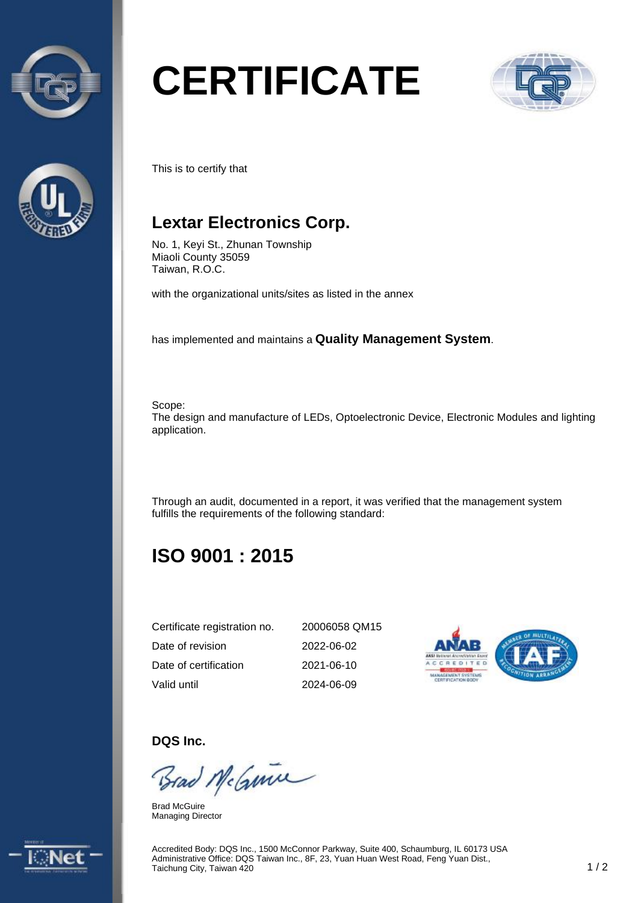# CERTIFICATE

This is to certify that

## Lextar Electronics Corp.

No. 1, Keyi St., Zhunan Township
Miaoli County 35059
Taiwan, R.O.C.

with the organizational units/sites as listed in the annex

has implemented and maintains a **Quality Management System**.

Scope:
The design and manufacture of LEDs, Optoelectronic Device, Electronic Modules and lighting application.

Through an audit, documented in a report, it was verified that the management system fulfills the requirements of the following standard:

## ISO 9001 : 2015

| | |
|---|---|
| Certificate registration no. | 20006058 QM15 |
| Date of revision | 2022-06-02 |
| Date of certification | 2021-06-10 |
| Valid until | 2024-06-09 |

**DQS Inc.**

Brad McGuire
Managing Director

Accredited Body: DQS Inc., 1500 McConnor Parkway, Suite 400, Schaumburg, IL 60173 USA
Administrative Office: DQS Taiwan Inc., 8F, 23, Yuan Huan West Road, Feng Yuan Dist., Taichung City, Taiwan 420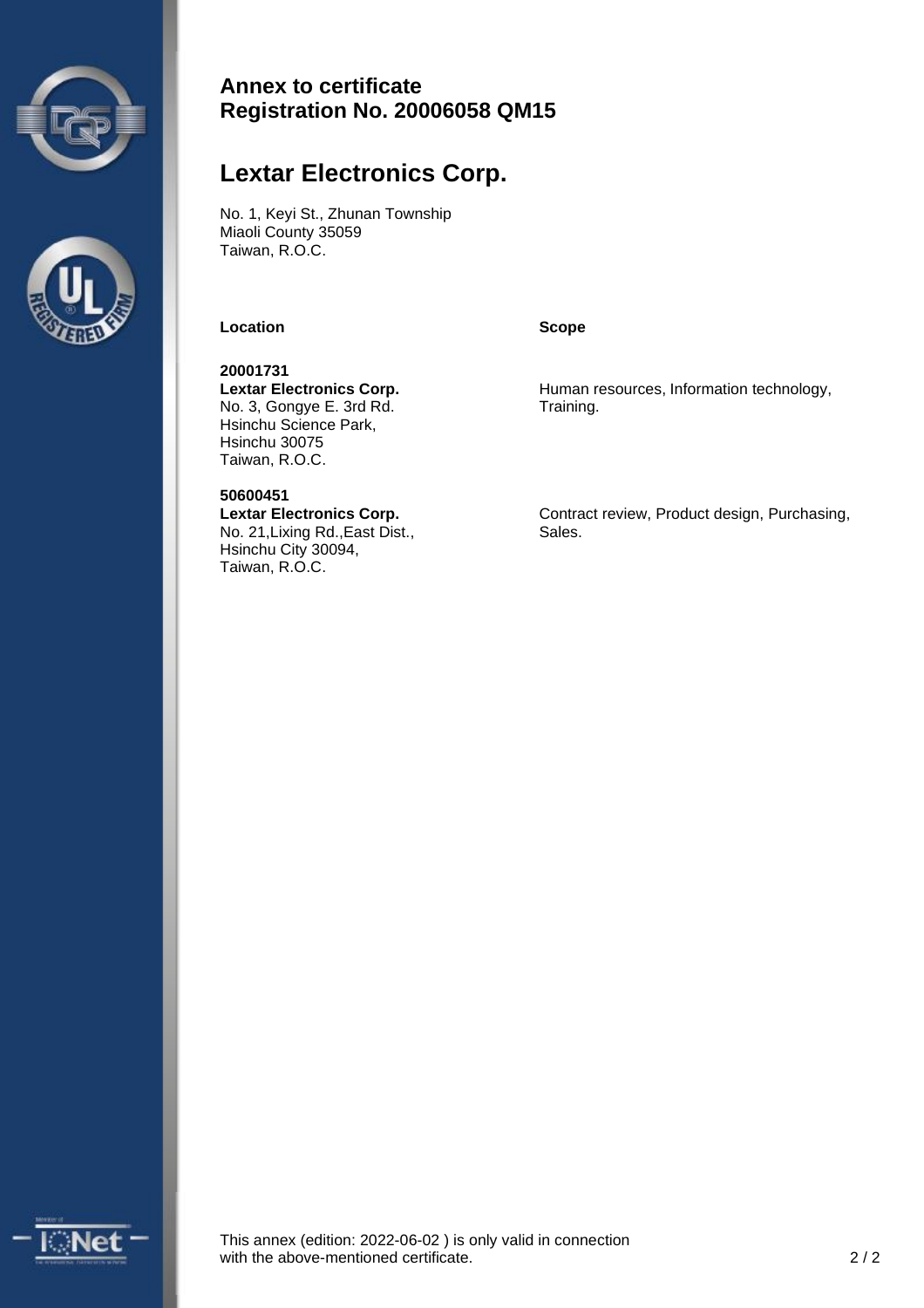**Annex to certificate**
**Registration No. 20006058 QM15**

# Lextar Electronics Corp.

No. 1, Keyi St., Zhunan Township
Miaoli County 35059
Taiwan, R.O.C.

| Location | Scope |
|---|---|
| **20001731**<br>**Lextar Electronics Corp.**<br>No. 3, Gongye E. 3rd Rd.<br>Hsinchu Science Park,<br>Hsinchu 30075<br>Taiwan, R.O.C. | Human resources, Information technology, Training. |
| **50600451**<br>**Lextar Electronics Corp.**<br>No. 21,Lixing Rd.,East Dist.,<br>Hsinchu City 30094,<br>Taiwan, R.O.C. | Contract review, Product design, Purchasing, Sales. |

This annex (edition: 2022-06-02 ) is only valid in connection with the above-mentioned certificate.